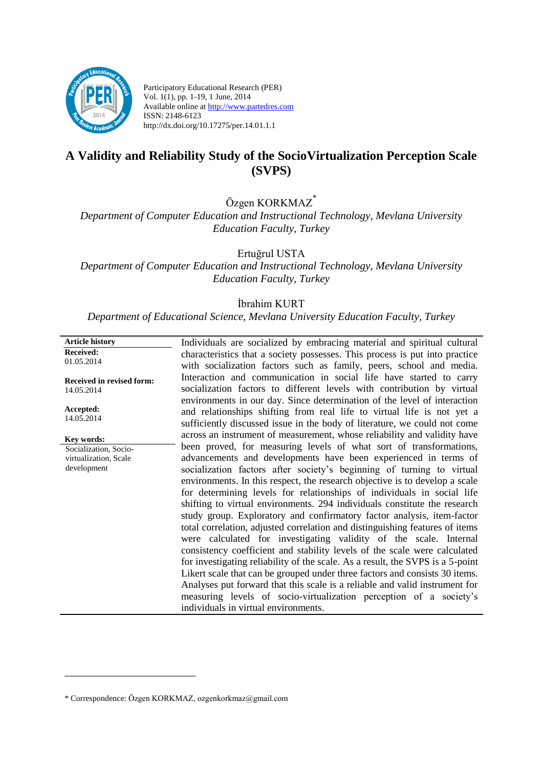Participatory Educational Research (PER)
Vol. 1(1), pp. 1-19, 1 June, 2014
Available online at http://www.partedres.com
ISSN: 2148-6123
http://dx.doi.org/10.17275/per.14.01.1.1

# A Validity and Reliability Study of the SocioVirtualization Perception Scale (SVPS)

Özgen KORKMAZ*

*Department of Computer Education and Instructional Technology, Mevlana University Education Faculty, Turkey*

Ertuğrul USTA

*Department of Computer Education and Instructional Technology, Mevlana University Education Faculty, Turkey*

İbrahim KURT

*Department of Educational Science, Mevlana University Education Faculty, Turkey*

**Article history**

**Received:**
01.05.2014

**Received in revised form:**
14.05.2014

**Accepted:**
14.05.2014

**Key words:**
Socialization, Socio-virtualization, Scale development

Individuals are socialized by embracing material and spiritual cultural characteristics that a society possesses. This process is put into practice with socialization factors such as family, peers, school and media. Interaction and communication in social life have started to carry socialization factors to different levels with contribution by virtual environments in our day. Since determination of the level of interaction and relationships shifting from real life to virtual life is not yet a sufficiently discussed issue in the body of literature, we could not come across an instrument of measurement, whose reliability and validity have been proved, for measuring levels of what sort of transformations, advancements and developments have been experienced in terms of socialization factors after society's beginning of turning to virtual environments. In this respect, the research objective is to develop a scale for determining levels for relationships of individuals in social life shifting to virtual environments. 294 individuals constitute the research study group. Exploratory and confirmatory factor analysis, item-factor total correlation, adjusted correlation and distinguishing features of items were calculated for investigating validity of the scale. Internal consistency coefficient and stability levels of the scale were calculated for investigating reliability of the scale. As a result, the SVPS is a 5-point Likert scale that can be grouped under three factors and consists 30 items. Analyses put forward that this scale is a reliable and valid instrument for measuring levels of socio-virtualization perception of a society's individuals in virtual environments.

* Correspondence: Özgen KORKMAZ, ozgenkorkmaz@gmail.com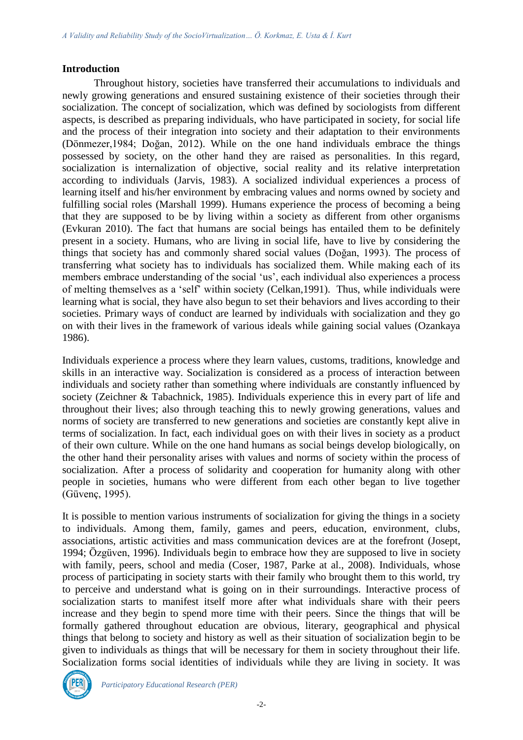## Introduction

Throughout history, societies have transferred their accumulations to individuals and newly growing generations and ensured sustaining existence of their societies through their socialization. The concept of socialization, which was defined by sociologists from different aspects, is described as preparing individuals, who have participated in society, for social life and the process of their integration into society and their adaptation to their environments (Dönmezer,1984; Doğan, 2012). While on the one hand individuals embrace the things possessed by society, on the other hand they are raised as personalities. In this regard, socialization is internalization of objective, social reality and its relative interpretation according to individuals (Jarvis, 1983). A socialized individual experiences a process of learning itself and his/her environment by embracing values and norms owned by society and fulfilling social roles (Marshall 1999). Humans experience the process of becoming a being that they are supposed to be by living within a society as different from other organisms (Evkuran 2010). The fact that humans are social beings has entailed them to be definitely present in a society. Humans, who are living in social life, have to live by considering the things that society has and commonly shared social values (Doğan, 1993). The process of transferring what society has to individuals has socialized them. While making each of its members embrace understanding of the social 'us', each individual also experiences a process of melting themselves as a 'self' within society (Celkan,1991). Thus, while individuals were learning what is social, they have also begun to set their behaviors and lives according to their societies. Primary ways of conduct are learned by individuals with socialization and they go on with their lives in the framework of various ideals while gaining social values (Ozankaya 1986).

Individuals experience a process where they learn values, customs, traditions, knowledge and skills in an interactive way. Socialization is considered as a process of interaction between individuals and society rather than something where individuals are constantly influenced by society (Zeichner & Tabachnick, 1985). Individuals experience this in every part of life and throughout their lives; also through teaching this to newly growing generations, values and norms of society are transferred to new generations and societies are constantly kept alive in terms of socialization. In fact, each individual goes on with their lives in society as a product of their own culture. While on the one hand humans as social beings develop biologically, on the other hand their personality arises with values and norms of society within the process of socialization. After a process of solidarity and cooperation for humanity along with other people in societies, humans who were different from each other began to live together (Güvenç, 1995).

It is possible to mention various instruments of socialization for giving the things in a society to individuals. Among them, family, games and peers, education, environment, clubs, associations, artistic activities and mass communication devices are at the forefront (Josept, 1994; Özgüven, 1996). Individuals begin to embrace how they are supposed to live in society with family, peers, school and media (Coser, 1987, Parke at al., 2008). Individuals, whose process of participating in society starts with their family who brought them to this world, try to perceive and understand what is going on in their surroundings. Interactive process of socialization starts to manifest itself more after what individuals share with their peers increase and they begin to spend more time with their peers. Since the things that will be formally gathered throughout education are obvious, literary, geographical and physical things that belong to society and history as well as their situation of socialization begin to be given to individuals as things that will be necessary for them in society throughout their life. Socialization forms social identities of individuals while they are living in society. It was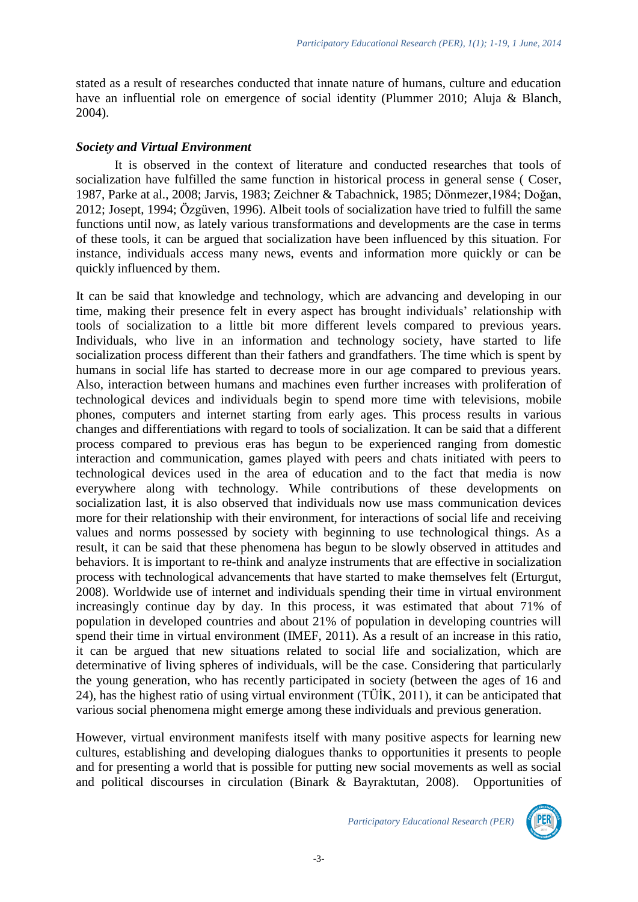stated as a result of researches conducted that innate nature of humans, culture and education have an influential role on emergence of social identity (Plummer 2010; Aluja & Blanch, 2004).

### *Society and Virtual Environment*

It is observed in the context of literature and conducted researches that tools of socialization have fulfilled the same function in historical process in general sense ( Coser, 1987, Parke at al., 2008; Jarvis, 1983; Zeichner & Tabachnick, 1985; Dönmezer,1984; Doğan, 2012; Josept, 1994; Özgüven, 1996). Albeit tools of socialization have tried to fulfill the same functions until now, as lately various transformations and developments are the case in terms of these tools, it can be argued that socialization have been influenced by this situation. For instance, individuals access many news, events and information more quickly or can be quickly influenced by them.

It can be said that knowledge and technology, which are advancing and developing in our time, making their presence felt in every aspect has brought individuals' relationship with tools of socialization to a little bit more different levels compared to previous years. Individuals, who live in an information and technology society, have started to life socialization process different than their fathers and grandfathers. The time which is spent by humans in social life has started to decrease more in our age compared to previous years. Also, interaction between humans and machines even further increases with proliferation of technological devices and individuals begin to spend more time with televisions, mobile phones, computers and internet starting from early ages. This process results in various changes and differentiations with regard to tools of socialization. It can be said that a different process compared to previous eras has begun to be experienced ranging from domestic interaction and communication, games played with peers and chats initiated with peers to technological devices used in the area of education and to the fact that media is now everywhere along with technology. While contributions of these developments on socialization last, it is also observed that individuals now use mass communication devices more for their relationship with their environment, for interactions of social life and receiving values and norms possessed by society with beginning to use technological things. As a result, it can be said that these phenomena has begun to be slowly observed in attitudes and behaviors. It is important to re-think and analyze instruments that are effective in socialization process with technological advancements that have started to make themselves felt (Erturgut, 2008). Worldwide use of internet and individuals spending their time in virtual environment increasingly continue day by day. In this process, it was estimated that about 71% of population in developed countries and about 21% of population in developing countries will spend their time in virtual environment (IMEF, 2011). As a result of an increase in this ratio, it can be argued that new situations related to social life and socialization, which are determinative of living spheres of individuals, will be the case. Considering that particularly the young generation, who has recently participated in society (between the ages of 16 and 24), has the highest ratio of using virtual environment (TÜİK, 2011), it can be anticipated that various social phenomena might emerge among these individuals and previous generation.

However, virtual environment manifests itself with many positive aspects for learning new cultures, establishing and developing dialogues thanks to opportunities it presents to people and for presenting a world that is possible for putting new social movements as well as social and political discourses in circulation (Binark & Bayraktutan, 2008). Opportunities of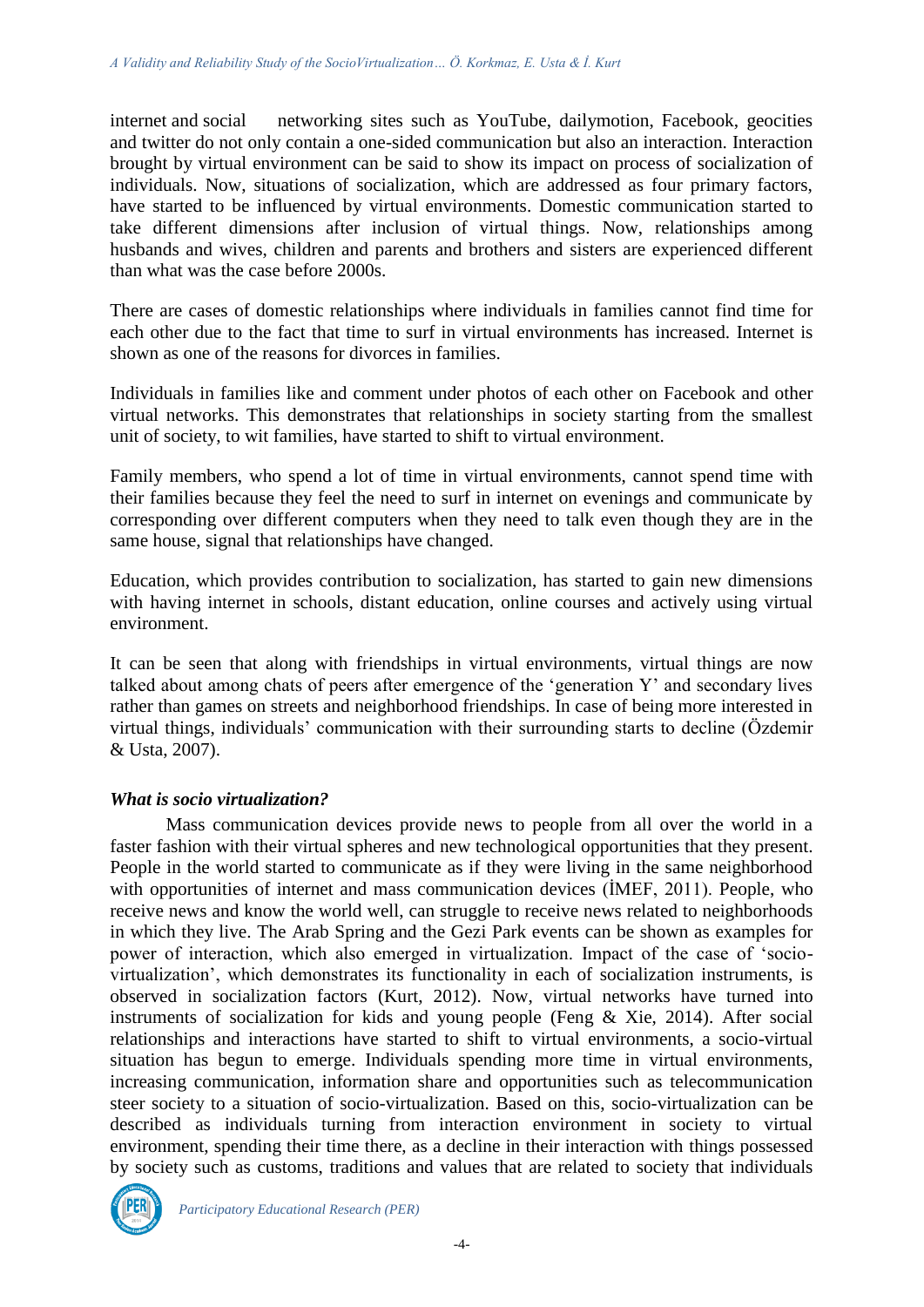internet and social networking sites such as YouTube, dailymotion, Facebook, geocities and twitter do not only contain a one-sided communication but also an interaction. Interaction brought by virtual environment can be said to show its impact on process of socialization of individuals. Now, situations of socialization, which are addressed as four primary factors, have started to be influenced by virtual environments. Domestic communication started to take different dimensions after inclusion of virtual things. Now, relationships among husbands and wives, children and parents and brothers and sisters are experienced different than what was the case before 2000s.

There are cases of domestic relationships where individuals in families cannot find time for each other due to the fact that time to surf in virtual environments has increased. Internet is shown as one of the reasons for divorces in families.

Individuals in families like and comment under photos of each other on Facebook and other virtual networks. This demonstrates that relationships in society starting from the smallest unit of society, to wit families, have started to shift to virtual environment.

Family members, who spend a lot of time in virtual environments, cannot spend time with their families because they feel the need to surf in internet on evenings and communicate by corresponding over different computers when they need to talk even though they are in the same house, signal that relationships have changed.

Education, which provides contribution to socialization, has started to gain new dimensions with having internet in schools, distant education, online courses and actively using virtual environment.

It can be seen that along with friendships in virtual environments, virtual things are now talked about among chats of peers after emergence of the 'generation Y' and secondary lives rather than games on streets and neighborhood friendships. In case of being more interested in virtual things, individuals' communication with their surrounding starts to decline (Özdemir & Usta, 2007).

### *What is socio virtualization?*

Mass communication devices provide news to people from all over the world in a faster fashion with their virtual spheres and new technological opportunities that they present. People in the world started to communicate as if they were living in the same neighborhood with opportunities of internet and mass communication devices (İMEF, 2011). People, who receive news and know the world well, can struggle to receive news related to neighborhoods in which they live. The Arab Spring and the Gezi Park events can be shown as examples for power of interaction, which also emerged in virtualization. Impact of the case of 'socio-virtualization', which demonstrates its functionality in each of socialization instruments, is observed in socialization factors (Kurt, 2012). Now, virtual networks have turned into instruments of socialization for kids and young people (Feng & Xie, 2014). After social relationships and interactions have started to shift to virtual environments, a socio-virtual situation has begun to emerge. Individuals spending more time in virtual environments, increasing communication, information share and opportunities such as telecommunication steer society to a situation of socio-virtualization. Based on this, socio-virtualization can be described as individuals turning from interaction environment in society to virtual environment, spending their time there, as a decline in their interaction with things possessed by society such as customs, traditions and values that are related to society that individuals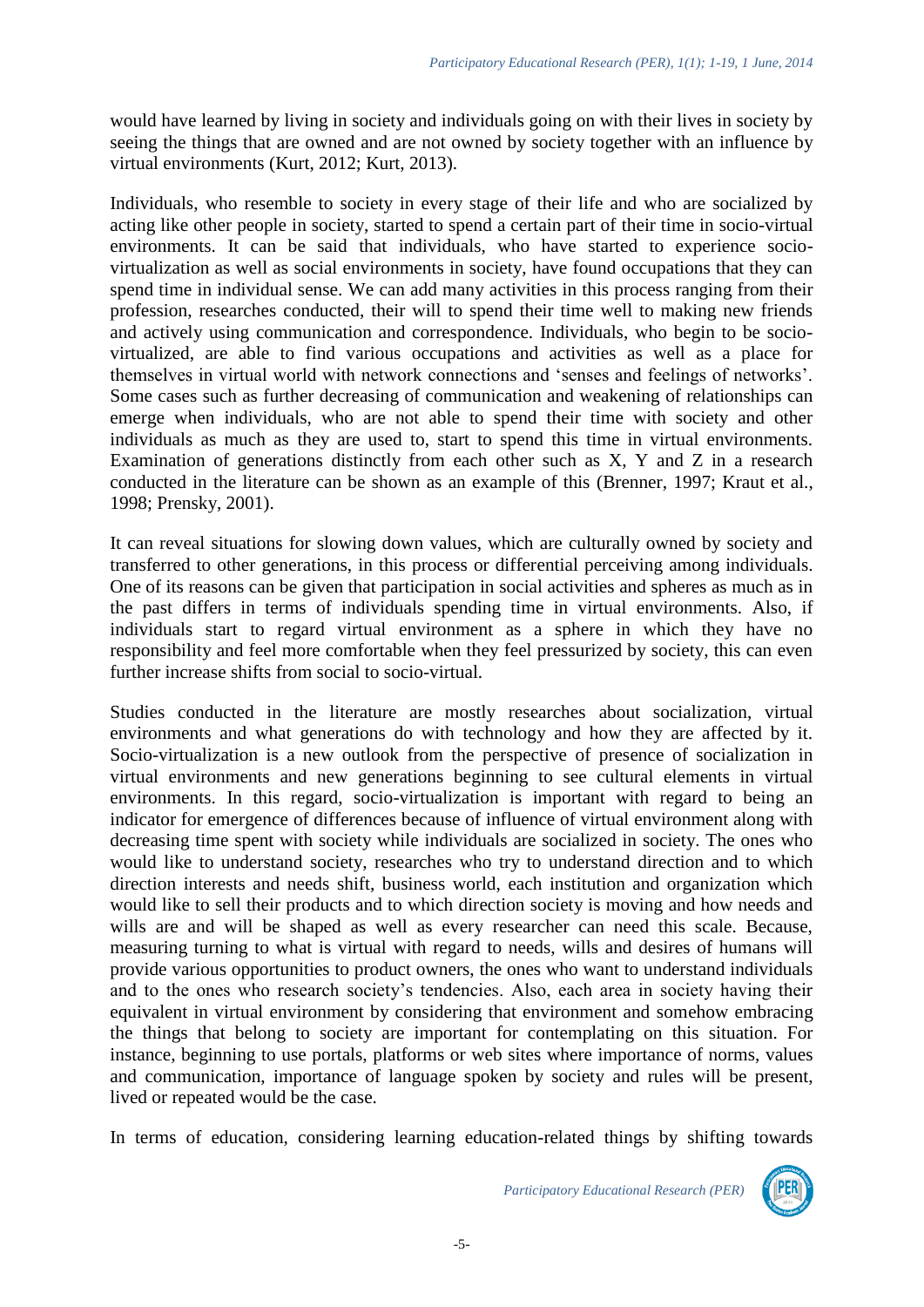would have learned by living in society and individuals going on with their lives in society by seeing the things that are owned and are not owned by society together with an influence by virtual environments (Kurt, 2012; Kurt, 2013).

Individuals, who resemble to society in every stage of their life and who are socialized by acting like other people in society, started to spend a certain part of their time in socio-virtual environments. It can be said that individuals, who have started to experience socio-virtualization as well as social environments in society, have found occupations that they can spend time in individual sense. We can add many activities in this process ranging from their profession, researches conducted, their will to spend their time well to making new friends and actively using communication and correspondence. Individuals, who begin to be socio-virtualized, are able to find various occupations and activities as well as a place for themselves in virtual world with network connections and 'senses and feelings of networks'. Some cases such as further decreasing of communication and weakening of relationships can emerge when individuals, who are not able to spend their time with society and other individuals as much as they are used to, start to spend this time in virtual environments. Examination of generations distinctly from each other such as X, Y and Z in a research conducted in the literature can be shown as an example of this (Brenner, 1997; Kraut et al., 1998; Prensky, 2001).

It can reveal situations for slowing down values, which are culturally owned by society and transferred to other generations, in this process or differential perceiving among individuals. One of its reasons can be given that participation in social activities and spheres as much as in the past differs in terms of individuals spending time in virtual environments. Also, if individuals start to regard virtual environment as a sphere in which they have no responsibility and feel more comfortable when they feel pressurized by society, this can even further increase shifts from social to socio-virtual.

Studies conducted in the literature are mostly researches about socialization, virtual environments and what generations do with technology and how they are affected by it. Socio-virtualization is a new outlook from the perspective of presence of socialization in virtual environments and new generations beginning to see cultural elements in virtual environments. In this regard, socio-virtualization is important with regard to being an indicator for emergence of differences because of influence of virtual environment along with decreasing time spent with society while individuals are socialized in society. The ones who would like to understand society, researches who try to understand direction and to which direction interests and needs shift, business world, each institution and organization which would like to sell their products and to which direction society is moving and how needs and wills are and will be shaped as well as every researcher can need this scale. Because, measuring turning to what is virtual with regard to needs, wills and desires of humans will provide various opportunities to product owners, the ones who want to understand individuals and to the ones who research society's tendencies. Also, each area in society having their equivalent in virtual environment by considering that environment and somehow embracing the things that belong to society are important for contemplating on this situation. For instance, beginning to use portals, platforms or web sites where importance of norms, values and communication, importance of language spoken by society and rules will be present, lived or repeated would be the case.

In terms of education, considering learning education-related things by shifting towards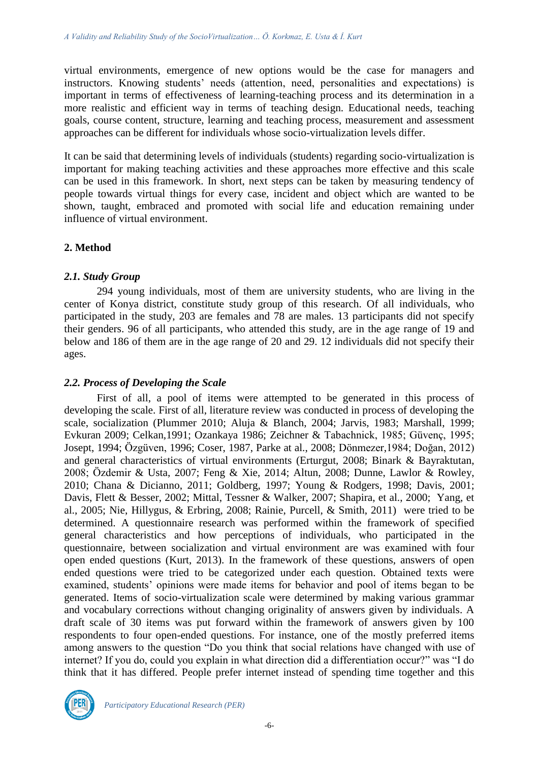virtual environments, emergence of new options would be the case for managers and instructors. Knowing students' needs (attention, need, personalities and expectations) is important in terms of effectiveness of learning-teaching process and its determination in a more realistic and efficient way in terms of teaching design. Educational needs, teaching goals, course content, structure, learning and teaching process, measurement and assessment approaches can be different for individuals whose socio-virtualization levels differ.

It can be said that determining levels of individuals (students) regarding socio-virtualization is important for making teaching activities and these approaches more effective and this scale can be used in this framework. In short, next steps can be taken by measuring tendency of people towards virtual things for every case, incident and object which are wanted to be shown, taught, embraced and promoted with social life and education remaining under influence of virtual environment.

## 2. Method

### *2.1. Study Group*

294 young individuals, most of them are university students, who are living in the center of Konya district, constitute study group of this research. Of all individuals, who participated in the study, 203 are females and 78 are males. 13 participants did not specify their genders. 96 of all participants, who attended this study, are in the age range of 19 and below and 186 of them are in the age range of 20 and 29. 12 individuals did not specify their ages.

### *2.2. Process of Developing the Scale*

First of all, a pool of items were attempted to be generated in this process of developing the scale. First of all, literature review was conducted in process of developing the scale, socialization (Plummer 2010; Aluja & Blanch, 2004; Jarvis, 1983; Marshall, 1999; Evkuran 2009; Celkan,1991; Ozankaya 1986; Zeichner & Tabachnick, 1985; Güvenç, 1995; Josept, 1994; Özgüven, 1996; Coser, 1987, Parke at al., 2008; Dönmezer,1984; Doğan, 2012) and general characteristics of virtual environments (Erturgut, 2008; Binark & Bayraktutan, 2008; Özdemir & Usta, 2007; Feng & Xie, 2014; Altun, 2008; Dunne, Lawlor & Rowley, 2010; Chana & Dicianno, 2011; Goldberg, 1997; Young & Rodgers, 1998; Davis, 2001; Davis, Flett & Besser, 2002; Mittal, Tessner & Walker, 2007; Shapira, et al., 2000; Yang, et al., 2005; Nie, Hillygus, & Erbring, 2008; Rainie, Purcell, & Smith, 2011) were tried to be determined. A questionnaire research was performed within the framework of specified general characteristics and how perceptions of individuals, who participated in the questionnaire, between socialization and virtual environment are was examined with four open ended questions (Kurt, 2013). In the framework of these questions, answers of open ended questions were tried to be categorized under each question. Obtained texts were examined, students' opinions were made items for behavior and pool of items began to be generated. Items of socio-virtualization scale were determined by making various grammar and vocabulary corrections without changing originality of answers given by individuals. A draft scale of 30 items was put forward within the framework of answers given by 100 respondents to four open-ended questions. For instance, one of the mostly preferred items among answers to the question "Do you think that social relations have changed with use of internet? If you do, could you explain in what direction did a differentiation occur?" was "I do think that it has differed. People prefer internet instead of spending time together and this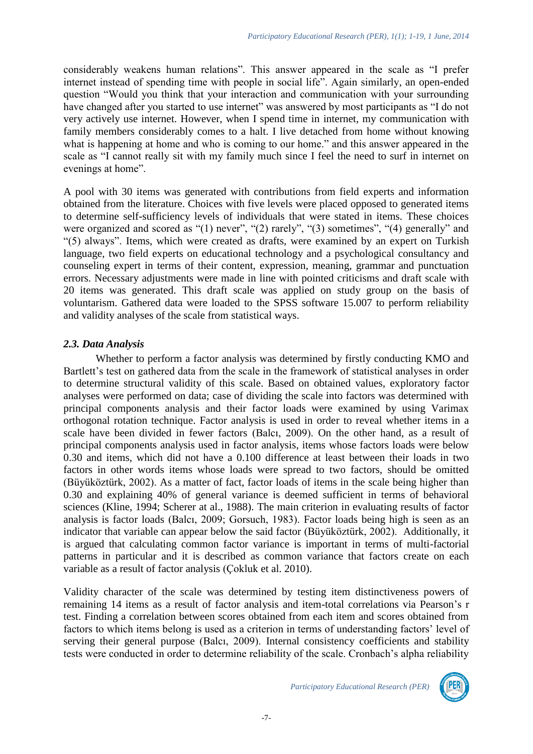considerably weakens human relations". This answer appeared in the scale as "I prefer internet instead of spending time with people in social life". Again similarly, an open-ended question "Would you think that your interaction and communication with your surrounding have changed after you started to use internet" was answered by most participants as "I do not very actively use internet. However, when I spend time in internet, my communication with family members considerably comes to a halt. I live detached from home without knowing what is happening at home and who is coming to our home." and this answer appeared in the scale as "I cannot really sit with my family much since I feel the need to surf in internet on evenings at home".

A pool with 30 items was generated with contributions from field experts and information obtained from the literature. Choices with five levels were placed opposed to generated items to determine self-sufficiency levels of individuals that were stated in items. These choices were organized and scored as "(1) never", "(2) rarely", "(3) sometimes", "(4) generally" and "(5) always". Items, which were created as drafts, were examined by an expert on Turkish language, two field experts on educational technology and a psychological consultancy and counseling expert in terms of their content, expression, meaning, grammar and punctuation errors. Necessary adjustments were made in line with pointed criticisms and draft scale with 20 items was generated. This draft scale was applied on study group on the basis of voluntarism. Gathered data were loaded to the SPSS software 15.007 to perform reliability and validity analyses of the scale from statistical ways.

### *2.3. Data Analysis*

Whether to perform a factor analysis was determined by firstly conducting KMO and Bartlett's test on gathered data from the scale in the framework of statistical analyses in order to determine structural validity of this scale. Based on obtained values, exploratory factor analyses were performed on data; case of dividing the scale into factors was determined with principal components analysis and their factor loads were examined by using Varimax orthogonal rotation technique. Factor analysis is used in order to reveal whether items in a scale have been divided in fewer factors (Balcı, 2009). On the other hand, as a result of principal components analysis used in factor analysis, items whose factors loads were below 0.30 and items, which did not have a 0.100 difference at least between their loads in two factors in other words items whose loads were spread to two factors, should be omitted (Büyüköztürk, 2002). As a matter of fact, factor loads of items in the scale being higher than 0.30 and explaining 40% of general variance is deemed sufficient in terms of behavioral sciences (Kline, 1994; Scherer at al., 1988). The main criterion in evaluating results of factor analysis is factor loads (Balcı, 2009; Gorsuch, 1983). Factor loads being high is seen as an indicator that variable can appear below the said factor (Büyüköztürk, 2002). Additionally, it is argued that calculating common factor variance is important in terms of multi-factorial patterns in particular and it is described as common variance that factors create on each variable as a result of factor analysis (Çokluk et al. 2010).

Validity character of the scale was determined by testing item distinctiveness powers of remaining 14 items as a result of factor analysis and item-total correlations via Pearson's r test. Finding a correlation between scores obtained from each item and scores obtained from factors to which items belong is used as a criterion in terms of understanding factors' level of serving their general purpose (Balcı, 2009). Internal consistency coefficients and stability tests were conducted in order to determine reliability of the scale. Cronbach's alpha reliability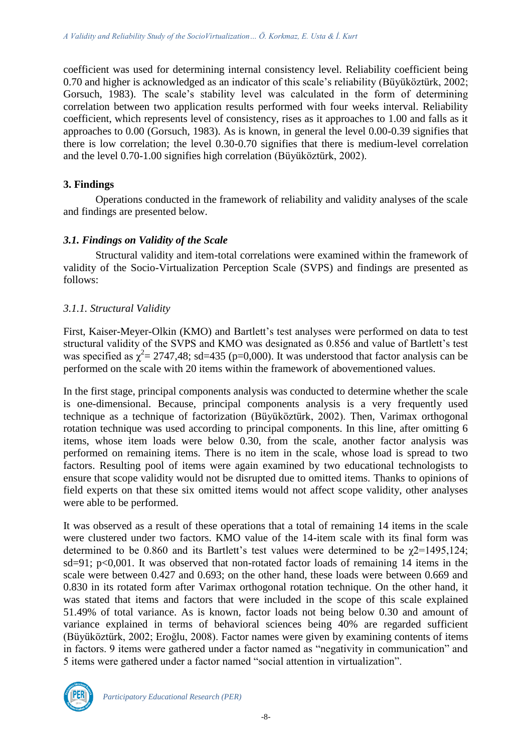coefficient was used for determining internal consistency level. Reliability coefficient being 0.70 and higher is acknowledged as an indicator of this scale's reliability (Büyüköztürk, 2002; Gorsuch, 1983). The scale's stability level was calculated in the form of determining correlation between two application results performed with four weeks interval. Reliability coefficient, which represents level of consistency, rises as it approaches to 1.00 and falls as it approaches to 0.00 (Gorsuch, 1983). As is known, in general the level 0.00-0.39 signifies that there is low correlation; the level 0.30-0.70 signifies that there is medium-level correlation and the level 0.70-1.00 signifies high correlation (Büyüköztürk, 2002).

## 3. Findings

Operations conducted in the framework of reliability and validity analyses of the scale and findings are presented below.

### *3.1. Findings on Validity of the Scale*

Structural validity and item-total correlations were examined within the framework of validity of the Socio-Virtualization Perception Scale (SVPS) and findings are presented as follows:

#### *3.1.1. Structural Validity*

First, Kaiser-Meyer-Olkin (KMO) and Bartlett's test analyses were performed on data to test structural validity of the SVPS and KMO was designated as 0.856 and value of Bartlett's test was specified as $\chi^2$= 2747,48; sd=435 (p=0,000). It was understood that factor analysis can be performed on the scale with 20 items within the framework of abovementioned values.

In the first stage, principal components analysis was conducted to determine whether the scale is one-dimensional. Because, principal components analysis is a very frequently used technique as a technique of factorization (Büyüköztürk, 2002). Then, Varimax orthogonal rotation technique was used according to principal components. In this line, after omitting 6 items, whose item loads were below 0.30, from the scale, another factor analysis was performed on remaining items. There is no item in the scale, whose load is spread to two factors. Resulting pool of items were again examined by two educational technologists to ensure that scope validity would not be disrupted due to omitted items. Thanks to opinions of field experts on that these six omitted items would not affect scope validity, other analyses were able to be performed.

It was observed as a result of these operations that a total of remaining 14 items in the scale were clustered under two factors. KMO value of the 14-item scale with its final form was determined to be 0.860 and its Bartlett's test values were determined to be $\chi2$=1495,124; sd=91; p<0,001. It was observed that non-rotated factor loads of remaining 14 items in the scale were between 0.427 and 0.693; on the other hand, these loads were between 0.669 and 0.830 in its rotated form after Varimax orthogonal rotation technique. On the other hand, it was stated that items and factors that were included in the scope of this scale explained 51.49% of total variance. As is known, factor loads not being below 0.30 and amount of variance explained in terms of behavioral sciences being 40% are regarded sufficient (Büyüköztürk, 2002; Eroğlu, 2008). Factor names were given by examining contents of items in factors. 9 items were gathered under a factor named as "negativity in communication" and 5 items were gathered under a factor named "social attention in virtualization".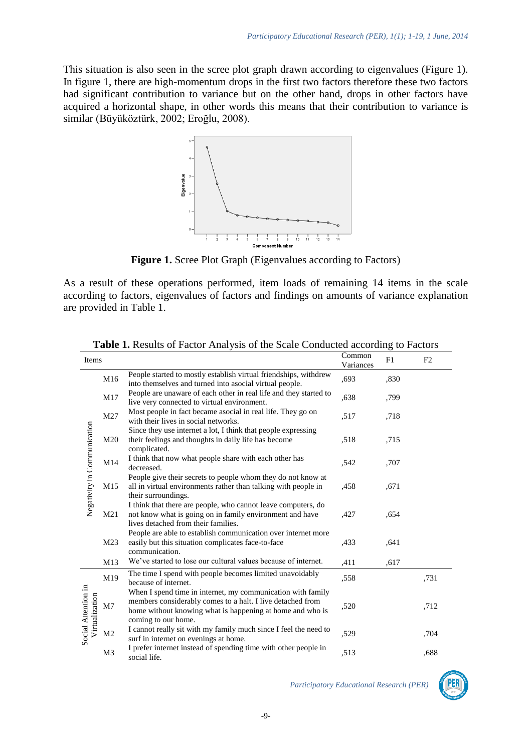This situation is also seen in the scree plot graph drawn according to eigenvalues (Figure 1). In figure 1, there are high-momentum drops in the first two factors therefore these two factors had significant contribution to variance but on the other hand, drops in other factors have acquired a horizontal shape, in other words this means that their contribution to variance is similar (Büyüköztürk, 2002; Eroğlu, 2008).

**Figure 1.** Scree Plot Graph (Eigenvalues according to Factors)

As a result of these operations performed, item loads of remaining 14 items in the scale according to factors, eigenvalues of factors and findings on amounts of variance explanation are provided in Table 1.

**Table 1.** Results of Factor Analysis of the Scale Conducted according to Factors

| Items | | | Common Variances | F1 | F2 |
|---|---|---|---|---|---|
| Negativity in Communication | M16 | People started to mostly establish virtual friendships, withdrew into themselves and turned into asocial virtual people. | ,693 | ,830 | |
| | M17 | People are unaware of each other in real life and they started to live very connected to virtual environment. | ,638 | ,799 | |
| | M27 | Most people in fact became asocial in real life. They go on with their lives in social networks. | ,517 | ,718 | |
| | M20 | Since they use internet a lot, I think that people expressing their feelings and thoughts in daily life has become complicated. | ,518 | ,715 | |
| | M14 | I think that now what people share with each other has decreased. | ,542 | ,707 | |
| | M15 | People give their secrets to people whom they do not know at all in virtual environments rather than talking with people in their surroundings. | ,458 | ,671 | |
| | M21 | I think that there are people, who cannot leave computers, do not know what is going on in family environment and have lives detached from their families. | ,427 | ,654 | |
| | M23 | People are able to establish communication over internet more easily but this situation complicates face-to-face communication. | ,433 | ,641 | |
| | M13 | We've started to lose our cultural values because of internet. | ,411 | ,617 | |
| Social Attention in Virtualization | M19 | The time I spend with people becomes limited unavoidably because of internet. | ,558 | | ,731 |
| | M7 | When I spend time in internet, my communication with family members considerably comes to a halt. I live detached from home without knowing what is happening at home and who is coming to our home. | ,520 | | ,712 |
| | M2 | I cannot really sit with my family much since I feel the need to surf in internet on evenings at home. | ,529 | | ,704 |
| | M3 | I prefer internet instead of spending time with other people in social life. | ,513 | | ,688 |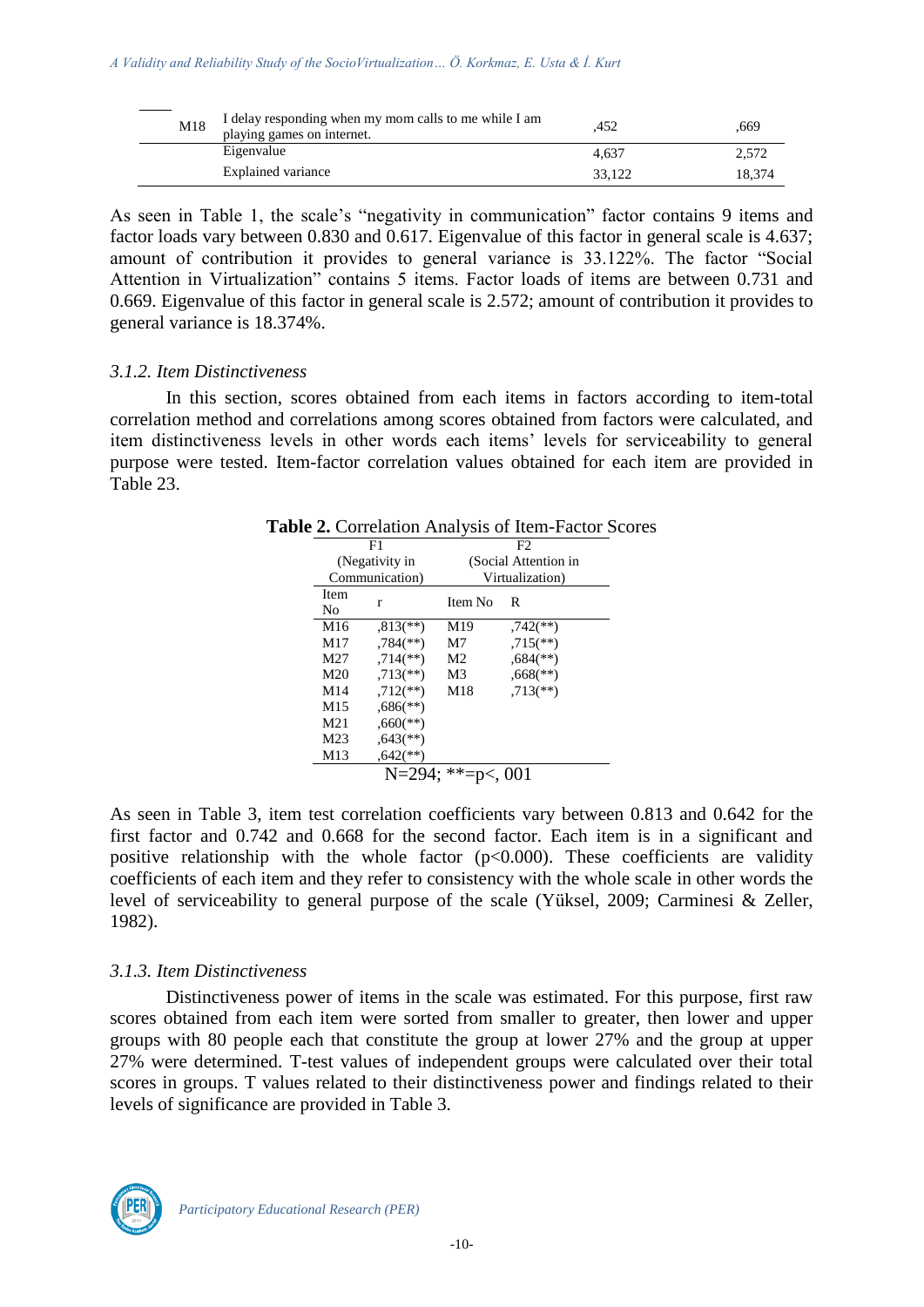| | | | |
|---|---|---|---|
| M18 | I delay responding when my mom calls to me while I am playing games on internet. | ,452 | ,669 |
| | Eigenvalue | 4,637 | 2,572 |
| | Explained variance | 33,122 | 18,374 |

As seen in Table 1, the scale's "negativity in communication" factor contains 9 items and factor loads vary between 0.830 and 0.617. Eigenvalue of this factor in general scale is 4.637; amount of contribution it provides to general variance is 33.122%. The factor "Social Attention in Virtualization" contains 5 items. Factor loads of items are between 0.731 and 0.669. Eigenvalue of this factor in general scale is 2.572; amount of contribution it provides to general variance is 18.374%.

### *3.1.2. Item Distinctiveness*

In this section, scores obtained from each items in factors according to item-total correlation method and correlations among scores obtained from factors were calculated, and item distinctiveness levels in other words each items' levels for serviceability to general purpose were tested. Item-factor correlation values obtained for each item are provided in Table 23.

**Table 2.** Correlation Analysis of Item-Factor Scores

| F1 (Negativity in Communication) | | F2 (Social Attention in Virtualization) | |
|---|---|---|---|
| Item No | r | Item No | R |
| M16 | ,813(**) | M19 | ,742(**) |
| M17 | ,784(**) | M7 | ,715(**) |
| M27 | ,714(**) | M2 | ,684(**) |
| M20 | ,713(**) | M3 | ,668(**) |
| M14 | ,712(**) | M18 | ,713(**) |
| M15 | ,686(**) | | |
| M21 | ,660(**) | | |
| M23 | ,643(**) | | |
| M13 | ,642(**) | | |

N=294; **=p<, 001

As seen in Table 3, item test correlation coefficients vary between 0.813 and 0.642 for the first factor and 0.742 and 0.668 for the second factor. Each item is in a significant and positive relationship with the whole factor ($p<0.000$). These coefficients are validity coefficients of each item and they refer to consistency with the whole scale in other words the level of serviceability to general purpose of the scale (Yüksel, 2009; Carminesi & Zeller, 1982).

### *3.1.3. Item Distinctiveness*

Distinctiveness power of items in the scale was estimated. For this purpose, first raw scores obtained from each item were sorted from smaller to greater, then lower and upper groups with 80 people each that constitute the group at lower 27% and the group at upper 27% were determined. T-test values of independent groups were calculated over their total scores in groups. T values related to their distinctiveness power and findings related to their levels of significance are provided in Table 3.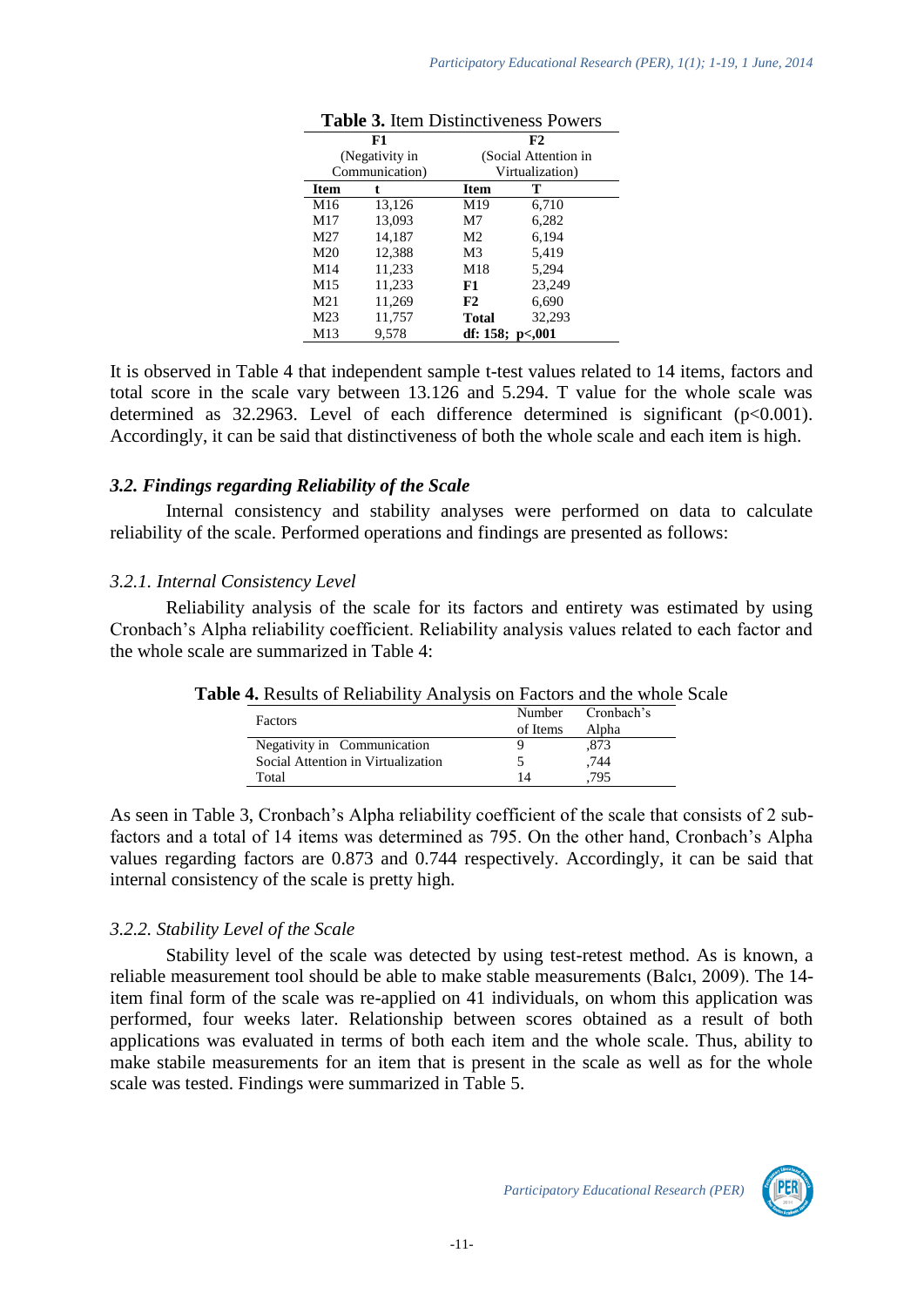**Table 3.** Item Distinctiveness Powers

| F1 (Negativity in Communication) | | F2 (Social Attention in Virtualization) | |
|---|---|---|---|
| **Item** | **t** | **Item** | **T** |
| M16 | 13,126 | M19 | 6,710 |
| M17 | 13,093 | M7 | 6,282 |
| M27 | 14,187 | M2 | 6,194 |
| M20 | 12,388 | M3 | 5,419 |
| M14 | 11,233 | M18 | 5,294 |
| M15 | 11,233 | **F1** | 23,249 |
| M21 | 11,269 | **F2** | 6,690 |
| M23 | 11,757 | **Total** | 32,293 |
| M13 | 9,578 | **df: 158; p<,001** | |

It is observed in Table 4 that independent sample t-test values related to 14 items, factors and total score in the scale vary between 13.126 and 5.294. T value for the whole scale was determined as 32.2963. Level of each difference determined is significant (p<0.001). Accordingly, it can be said that distinctiveness of both the whole scale and each item is high.

### *3.2. Findings regarding Reliability of the Scale*

Internal consistency and stability analyses were performed on data to calculate reliability of the scale. Performed operations and findings are presented as follows:

#### *3.2.1. Internal Consistency Level*

Reliability analysis of the scale for its factors and entirety was estimated by using Cronbach's Alpha reliability coefficient. Reliability analysis values related to each factor and the whole scale are summarized in Table 4:

**Table 4.** Results of Reliability Analysis on Factors and the whole Scale

| Factors | Number of Items | Cronbach's Alpha |
|---|---|---|
| Negativity in Communication | 9 | ,873 |
| Social Attention in Virtualization | 5 | ,744 |
| Total | 14 | ,795 |

As seen in Table 3, Cronbach's Alpha reliability coefficient of the scale that consists of 2 sub-factors and a total of 14 items was determined as 795. On the other hand, Cronbach's Alpha values regarding factors are 0.873 and 0.744 respectively. Accordingly, it can be said that internal consistency of the scale is pretty high.

#### *3.2.2. Stability Level of the Scale*

Stability level of the scale was detected by using test-retest method. As is known, a reliable measurement tool should be able to make stable measurements (Balcı, 2009). The 14-item final form of the scale was re-applied on 41 individuals, on whom this application was performed, four weeks later. Relationship between scores obtained as a result of both applications was evaluated in terms of both each item and the whole scale. Thus, ability to make stabile measurements for an item that is present in the scale as well as for the whole scale was tested. Findings were summarized in Table 5.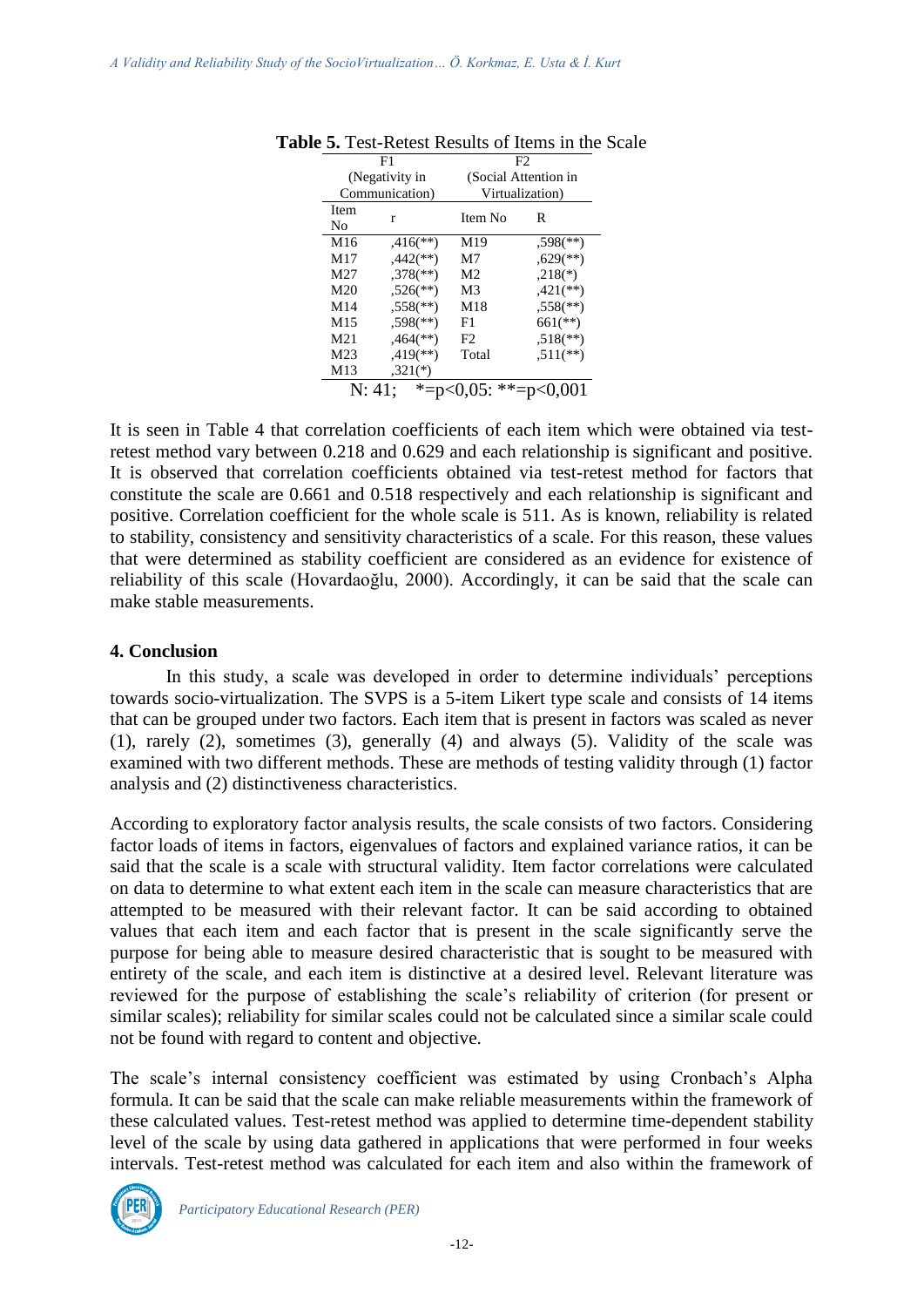**Table 5.** Test-Retest Results of Items in the Scale

| F1 (Negativity in Communication) | | F2 (Social Attention in Virtualization) | |
|---|---|---|---|
| Item No | r | Item No | R |
| M16 | ,416(**) | M19 | ,598(**) |
| M17 | ,442(**) | M7 | ,629(**) |
| M27 | ,378(**) | M2 | ,218(*) |
| M20 | ,526(**) | M3 | ,421(**) |
| M14 | ,558(**) | M18 | ,558(**) |
| M15 | ,598(**) | F1 | 661(**) |
| M21 | ,464(**) | F2 | ,518(**) |
| M23 | ,419(**) | Total | ,511(**) |
| M13 | ,321(*) | | |

N: 41; *=p<0,05: **=p<0,001

It is seen in Table 4 that correlation coefficients of each item which were obtained via test-retest method vary between 0.218 and 0.629 and each relationship is significant and positive. It is observed that correlation coefficients obtained via test-retest method for factors that constitute the scale are 0.661 and 0.518 respectively and each relationship is significant and positive. Correlation coefficient for the whole scale is 511. As is known, reliability is related to stability, consistency and sensitivity characteristics of a scale. For this reason, these values that were determined as stability coefficient are considered as an evidence for existence of reliability of this scale (Hovardaoğlu, 2000). Accordingly, it can be said that the scale can make stable measurements.

## 4. Conclusion

In this study, a scale was developed in order to determine individuals' perceptions towards socio-virtualization. The SVPS is a 5-item Likert type scale and consists of 14 items that can be grouped under two factors. Each item that is present in factors was scaled as never (1), rarely (2), sometimes (3), generally (4) and always (5). Validity of the scale was examined with two different methods. These are methods of testing validity through (1) factor analysis and (2) distinctiveness characteristics.

According to exploratory factor analysis results, the scale consists of two factors. Considering factor loads of items in factors, eigenvalues of factors and explained variance ratios, it can be said that the scale is a scale with structural validity. Item factor correlations were calculated on data to determine to what extent each item in the scale can measure characteristics that are attempted to be measured with their relevant factor. It can be said according to obtained values that each item and each factor that is present in the scale significantly serve the purpose for being able to measure desired characteristic that is sought to be measured with entirety of the scale, and each item is distinctive at a desired level. Relevant literature was reviewed for the purpose of establishing the scale's reliability of criterion (for present or similar scales); reliability for similar scales could not be calculated since a similar scale could not be found with regard to content and objective.

The scale's internal consistency coefficient was estimated by using Cronbach's Alpha formula. It can be said that the scale can make reliable measurements within the framework of these calculated values. Test-retest method was applied to determine time-dependent stability level of the scale by using data gathered in applications that were performed in four weeks intervals. Test-retest method was calculated for each item and also within the framework of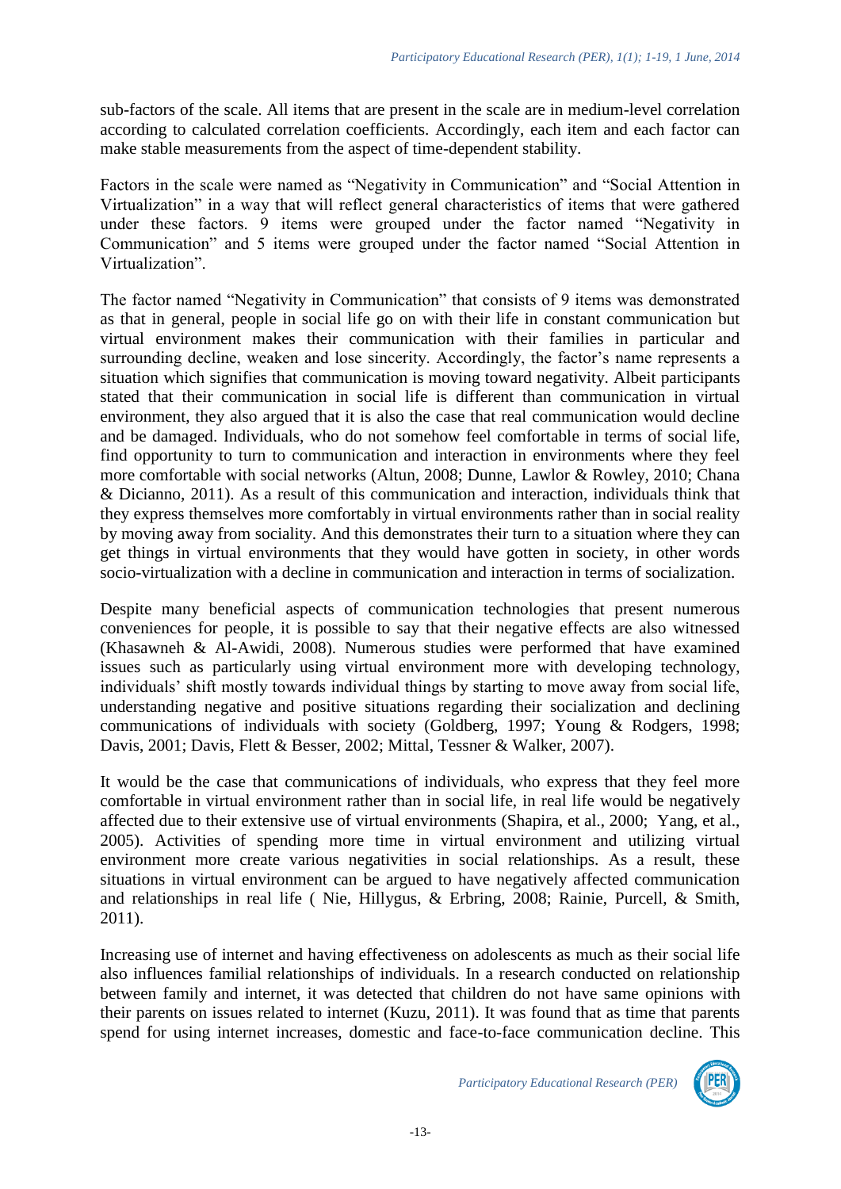sub-factors of the scale. All items that are present in the scale are in medium-level correlation according to calculated correlation coefficients. Accordingly, each item and each factor can make stable measurements from the aspect of time-dependent stability.

Factors in the scale were named as "Negativity in Communication" and "Social Attention in Virtualization" in a way that will reflect general characteristics of items that were gathered under these factors. 9 items were grouped under the factor named "Negativity in Communication" and 5 items were grouped under the factor named "Social Attention in Virtualization".

The factor named "Negativity in Communication" that consists of 9 items was demonstrated as that in general, people in social life go on with their life in constant communication but virtual environment makes their communication with their families in particular and surrounding decline, weaken and lose sincerity. Accordingly, the factor's name represents a situation which signifies that communication is moving toward negativity. Albeit participants stated that their communication in social life is different than communication in virtual environment, they also argued that it is also the case that real communication would decline and be damaged. Individuals, who do not somehow feel comfortable in terms of social life, find opportunity to turn to communication and interaction in environments where they feel more comfortable with social networks (Altun, 2008; Dunne, Lawlor & Rowley, 2010; Chana & Dicianno, 2011). As a result of this communication and interaction, individuals think that they express themselves more comfortably in virtual environments rather than in social reality by moving away from sociality. And this demonstrates their turn to a situation where they can get things in virtual environments that they would have gotten in society, in other words socio-virtualization with a decline in communication and interaction in terms of socialization.

Despite many beneficial aspects of communication technologies that present numerous conveniences for people, it is possible to say that their negative effects are also witnessed (Khasawneh & Al-Awidi, 2008). Numerous studies were performed that have examined issues such as particularly using virtual environment more with developing technology, individuals' shift mostly towards individual things by starting to move away from social life, understanding negative and positive situations regarding their socialization and declining communications of individuals with society (Goldberg, 1997; Young & Rodgers, 1998; Davis, 2001; Davis, Flett & Besser, 2002; Mittal, Tessner & Walker, 2007).

It would be the case that communications of individuals, who express that they feel more comfortable in virtual environment rather than in social life, in real life would be negatively affected due to their extensive use of virtual environments (Shapira, et al., 2000; Yang, et al., 2005). Activities of spending more time in virtual environment and utilizing virtual environment more create various negativities in social relationships. As a result, these situations in virtual environment can be argued to have negatively affected communication and relationships in real life ( Nie, Hillygus, & Erbring, 2008; Rainie, Purcell, & Smith, 2011).

Increasing use of internet and having effectiveness on adolescents as much as their social life also influences familial relationships of individuals. In a research conducted on relationship between family and internet, it was detected that children do not have same opinions with their parents on issues related to internet (Kuzu, 2011). It was found that as time that parents spend for using internet increases, domestic and face-to-face communication decline. This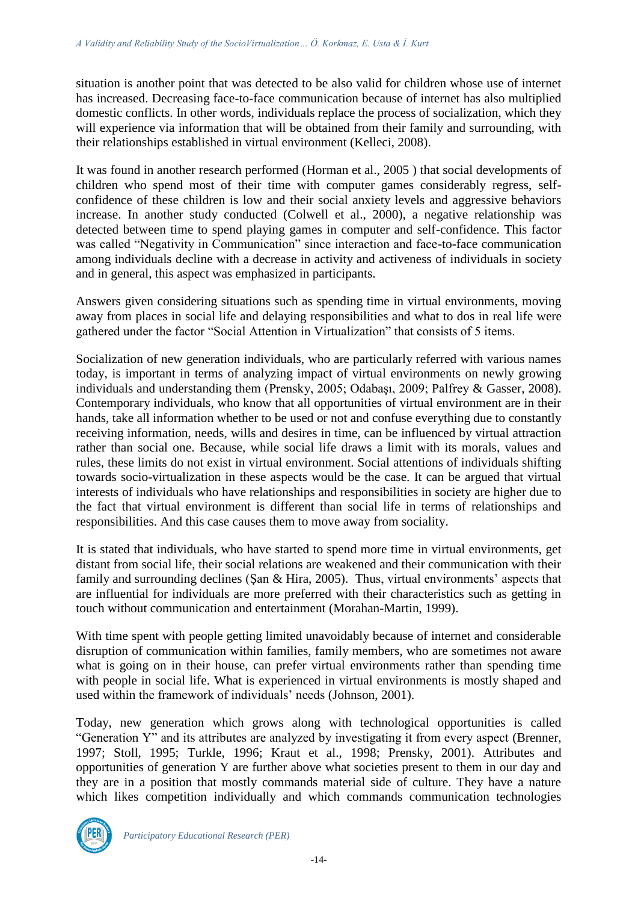situation is another point that was detected to be also valid for children whose use of internet has increased. Decreasing face-to-face communication because of internet has also multiplied domestic conflicts. In other words, individuals replace the process of socialization, which they will experience via information that will be obtained from their family and surrounding, with their relationships established in virtual environment (Kelleci, 2008).

It was found in another research performed (Horman et al., 2005 ) that social developments of children who spend most of their time with computer games considerably regress, self-confidence of these children is low and their social anxiety levels and aggressive behaviors increase. In another study conducted (Colwell et al., 2000), a negative relationship was detected between time to spend playing games in computer and self-confidence. This factor was called "Negativity in Communication" since interaction and face-to-face communication among individuals decline with a decrease in activity and activeness of individuals in society and in general, this aspect was emphasized in participants.

Answers given considering situations such as spending time in virtual environments, moving away from places in social life and delaying responsibilities and what to dos in real life were gathered under the factor "Social Attention in Virtualization" that consists of 5 items.

Socialization of new generation individuals, who are particularly referred with various names today, is important in terms of analyzing impact of virtual environments on newly growing individuals and understanding them (Prensky, 2005; Odabaşı, 2009; Palfrey & Gasser, 2008). Contemporary individuals, who know that all opportunities of virtual environment are in their hands, take all information whether to be used or not and confuse everything due to constantly receiving information, needs, wills and desires in time, can be influenced by virtual attraction rather than social one. Because, while social life draws a limit with its morals, values and rules, these limits do not exist in virtual environment. Social attentions of individuals shifting towards socio-virtualization in these aspects would be the case. It can be argued that virtual interests of individuals who have relationships and responsibilities in society are higher due to the fact that virtual environment is different than social life in terms of relationships and responsibilities. And this case causes them to move away from sociality.

It is stated that individuals, who have started to spend more time in virtual environments, get distant from social life, their social relations are weakened and their communication with their family and surrounding declines (Şan & Hira, 2005). Thus, virtual environments' aspects that are influential for individuals are more preferred with their characteristics such as getting in touch without communication and entertainment (Morahan-Martin, 1999).

With time spent with people getting limited unavoidably because of internet and considerable disruption of communication within families, family members, who are sometimes not aware what is going on in their house, can prefer virtual environments rather than spending time with people in social life. What is experienced in virtual environments is mostly shaped and used within the framework of individuals' needs (Johnson, 2001).

Today, new generation which grows along with technological opportunities is called "Generation Y" and its attributes are analyzed by investigating it from every aspect (Brenner, 1997; Stoll, 1995; Turkle, 1996; Kraut et al., 1998; Prensky, 2001). Attributes and opportunities of generation Y are further above what societies present to them in our day and they are in a position that mostly commands material side of culture. They have a nature which likes competition individually and which commands communication technologies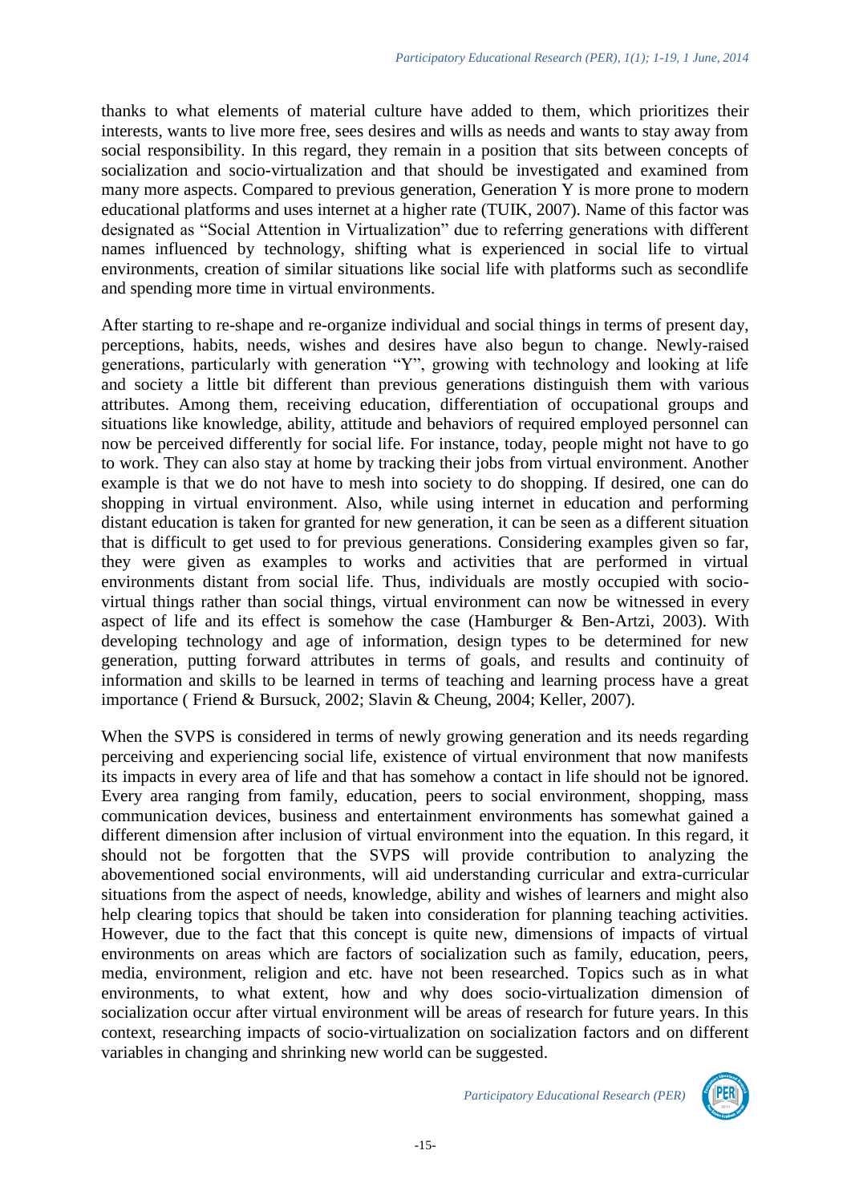thanks to what elements of material culture have added to them, which prioritizes their interests, wants to live more free, sees desires and wills as needs and wants to stay away from social responsibility. In this regard, they remain in a position that sits between concepts of socialization and socio-virtualization and that should be investigated and examined from many more aspects. Compared to previous generation, Generation Y is more prone to modern educational platforms and uses internet at a higher rate (TUIK, 2007). Name of this factor was designated as "Social Attention in Virtualization" due to referring generations with different names influenced by technology, shifting what is experienced in social life to virtual environments, creation of similar situations like social life with platforms such as secondlife and spending more time in virtual environments.

After starting to re-shape and re-organize individual and social things in terms of present day, perceptions, habits, needs, wishes and desires have also begun to change. Newly-raised generations, particularly with generation "Y", growing with technology and looking at life and society a little bit different than previous generations distinguish them with various attributes. Among them, receiving education, differentiation of occupational groups and situations like knowledge, ability, attitude and behaviors of required employed personnel can now be perceived differently for social life. For instance, today, people might not have to go to work. They can also stay at home by tracking their jobs from virtual environment. Another example is that we do not have to mesh into society to do shopping. If desired, one can do shopping in virtual environment. Also, while using internet in education and performing distant education is taken for granted for new generation, it can be seen as a different situation that is difficult to get used to for previous generations. Considering examples given so far, they were given as examples to works and activities that are performed in virtual environments distant from social life. Thus, individuals are mostly occupied with socio-virtual things rather than social things, virtual environment can now be witnessed in every aspect of life and its effect is somehow the case (Hamburger & Ben-Artzi, 2003). With developing technology and age of information, design types to be determined for new generation, putting forward attributes in terms of goals, and results and continuity of information and skills to be learned in terms of teaching and learning process have a great importance ( Friend & Bursuck, 2002; Slavin & Cheung, 2004; Keller, 2007).

When the SVPS is considered in terms of newly growing generation and its needs regarding perceiving and experiencing social life, existence of virtual environment that now manifests its impacts in every area of life and that has somehow a contact in life should not be ignored. Every area ranging from family, education, peers to social environment, shopping, mass communication devices, business and entertainment environments has somewhat gained a different dimension after inclusion of virtual environment into the equation. In this regard, it should not be forgotten that the SVPS will provide contribution to analyzing the abovementioned social environments, will aid understanding curricular and extra-curricular situations from the aspect of needs, knowledge, ability and wishes of learners and might also help clearing topics that should be taken into consideration for planning teaching activities. However, due to the fact that this concept is quite new, dimensions of impacts of virtual environments on areas which are factors of socialization such as family, education, peers, media, environment, religion and etc. have not been researched. Topics such as in what environments, to what extent, how and why does socio-virtualization dimension of socialization occur after virtual environment will be areas of research for future years. In this context, researching impacts of socio-virtualization on socialization factors and on different variables in changing and shrinking new world can be suggested.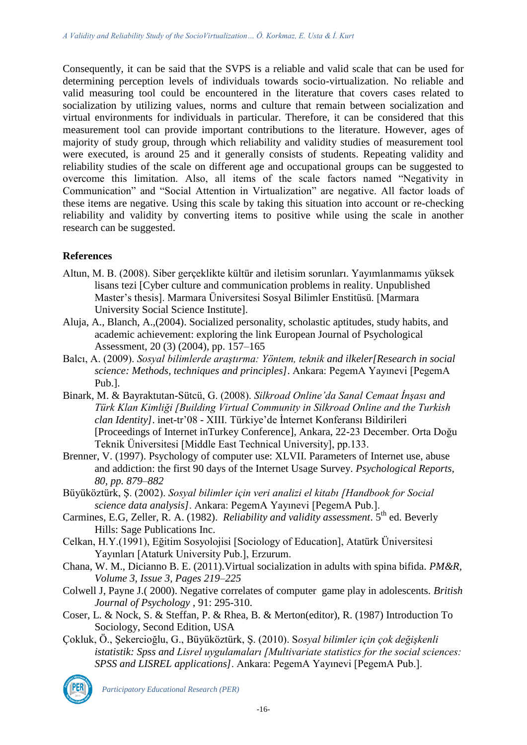Consequently, it can be said that the SVPS is a reliable and valid scale that can be used for determining perception levels of individuals towards socio-virtualization. No reliable and valid measuring tool could be encountered in the literature that covers cases related to socialization by utilizing values, norms and culture that remain between socialization and virtual environments for individuals in particular. Therefore, it can be considered that this measurement tool can provide important contributions to the literature. However, ages of majority of study group, through which reliability and validity studies of measurement tool were executed, is around 25 and it generally consists of students. Repeating validity and reliability studies of the scale on different age and occupational groups can be suggested to overcome this limitation. Also, all items of the scale factors named "Negativity in Communication" and "Social Attention in Virtualization" are negative. All factor loads of these items are negative. Using this scale by taking this situation into account or re-checking reliability and validity by converting items to positive while using the scale in another research can be suggested.

## References

Altun, M. B. (2008). Siber gerçeklikte kültür and iletisim sorunları. Yayımlanmamıs yüksek lisans tezi [Cyber culture and communication problems in reality. Unpublished Master's thesis]. Marmara Üniversitesi Sosyal Bilimler Enstitüsü. [Marmara University Social Science Institute].

Aluja, A., Blanch, A.,(2004). Socialized personality, scholastic aptitudes, study habits, and academic achievement: exploring the link European Journal of Psychological Assessment, 20 (3) (2004), pp. 157–165

Balcı, A. (2009). *Sosyal bilimlerde araştırma: Yöntem, teknik and ilkeler[Research in social science: Methods, techniques and principles]*. Ankara: PegemA Yayınevi [PegemA Pub.].

Binark, M. & Bayraktutan-Sütcü, G. (2008). *Silkroad Online'da Sanal Cemaat İnşası and Türk Klan Kimliği [Building Virtual Community in Silkroad Online and the Turkish clan Identity]*. inet-tr'08 - XIII. Türkiye'de İnternet Konferansı Bildirileri [Proceedings of Internet inTurkey Conference], Ankara, 22-23 December. Orta Doğu Teknik Üniversitesi [Middle East Technical University], pp.133.

Brenner, V. (1997). Psychology of computer use: XLVII. Parameters of Internet use, abuse and addiction: the first 90 days of the Internet Usage Survey. *Psychological Reports, 80, pp. 879–882*

Büyüköztürk, Ş. (2002). *Sosyal bilimler için veri analizi el kitabı [Handbook for Social science data analysis]*. Ankara: PegemA Yayınevi [PegemA Pub.].

Carmines, E.G, Zeller, R. A. (1982). *Reliability and validity assessment*. 5th ed. Beverly Hills: Sage Publications Inc.

Celkan, H.Y.(1991), Eğitim Sosyolojisi [Sociology of Education], Atatürk Üniversitesi Yayınları [Ataturk University Pub.], Erzurum.

Chana, W. M., Dicianno B. E. (2011).Virtual socialization in adults with spina bifida. *PM&R, Volume 3, Issue 3, Pages 219–225*

Colwell J, Payne J.( 2000). Negative correlates of computer game play in adolescents. *British Journal of Psychology* , 91: 295-310.

Coser, L. & Nock, S. & Steffan, P. & Rhea, B. & Merton(editor), R. (1987) Introduction To Sociology, Second Edition, USA

Çokluk, Ö., Şekercioğlu, G., Büyüköztürk, Ş. (2010). *Sosyal bilimler için çok değişkenli istatistik: Spss and Lisrel uygulamaları [Multivariate statistics for the social sciences: SPSS and LISREL applications]*. Ankara: PegemA Yayınevi [PegemA Pub.].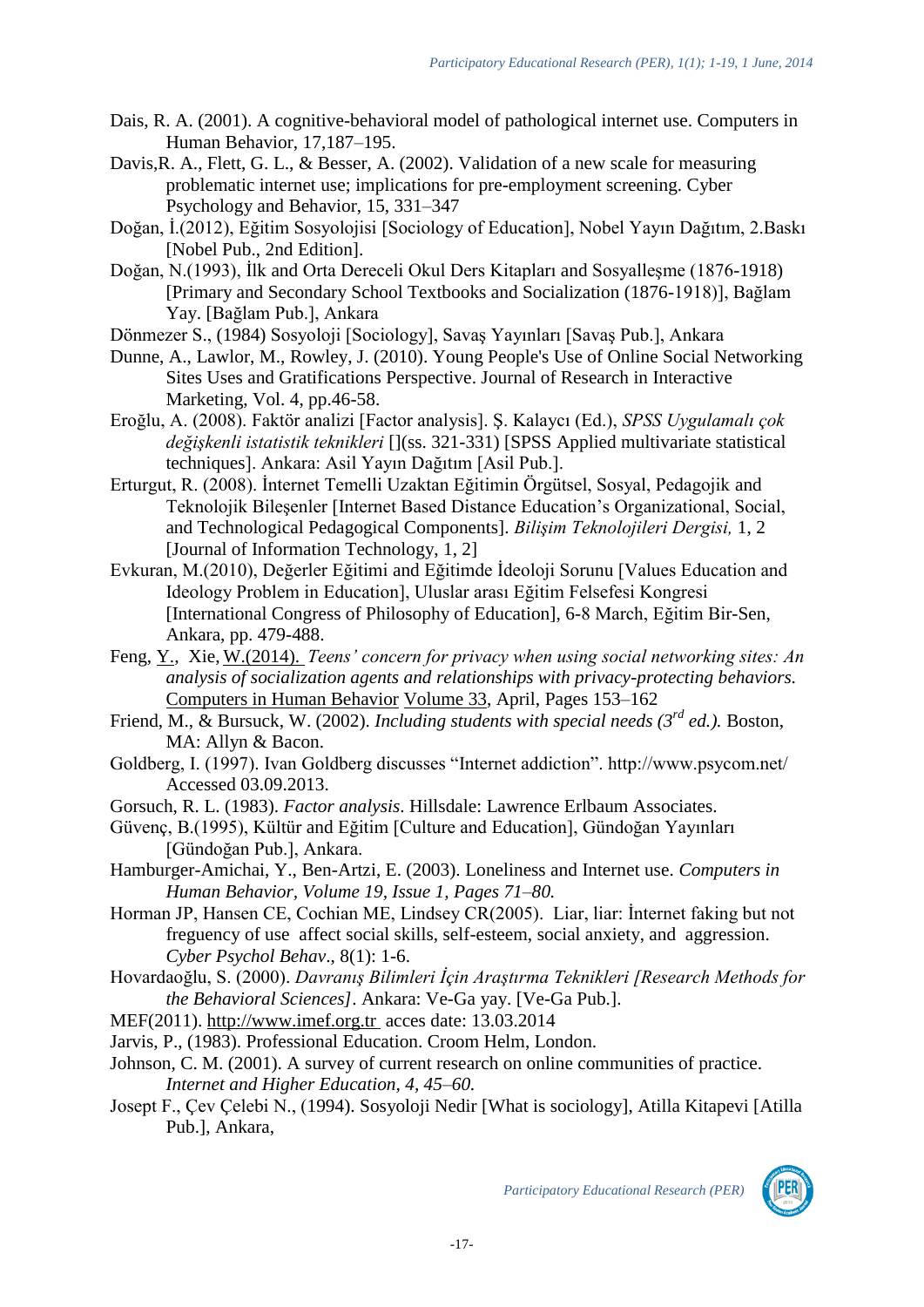Dais, R. A. (2001). A cognitive-behavioral model of pathological internet use. Computers in Human Behavior, 17,187–195.

Davis,R. A., Flett, G. L., & Besser, A. (2002). Validation of a new scale for measuring problematic internet use; implications for pre-employment screening. Cyber Psychology and Behavior, 15, 331–347

Doğan, İ.(2012), Eğitim Sosyolojisi [Sociology of Education], Nobel Yayın Dağıtım, 2.Baskı [Nobel Pub., 2nd Edition].

Doğan, N.(1993), İlk and Orta Dereceli Okul Ders Kitapları and Sosyalleşme (1876-1918) [Primary and Secondary School Textbooks and Socialization (1876-1918)], Bağlam Yay. [Bağlam Pub.], Ankara

Dönmezer S., (1984) Sosyoloji [Sociology], Savaş Yayınları [Savaş Pub.], Ankara

Dunne, A., Lawlor, M., Rowley, J. (2010). Young People's Use of Online Social Networking Sites Uses and Gratifications Perspective. Journal of Research in Interactive Marketing, Vol. 4, pp.46-58.

Eroğlu, A. (2008). Faktör analizi [Factor analysis]. Ş. Kalaycı (Ed.), *SPSS Uygulamalı çok değişkenli istatistik teknikleri* [](ss. 321-331) [SPSS Applied multivariate statistical techniques]. Ankara: Asil Yayın Dağıtım [Asil Pub.].

Erturgut, R. (2008). İnternet Temelli Uzaktan Eğitimin Örgütsel, Sosyal, Pedagojik and Teknolojik Bileşenler [Internet Based Distance Education's Organizational, Social, and Technological Pedagogical Components]. *Bilişim Teknolojileri Dergisi,* 1, 2 [Journal of Information Technology, 1, 2]

Evkuran, M.(2010), Değerler Eğitimi and Eğitimde İdeoloji Sorunu [Values Education and Ideology Problem in Education], Uluslar arası Eğitim Felsefesi Kongresi [International Congress of Philosophy of Education], 6-8 March, Eğitim Bir-Sen, Ankara, pp. 479-488.

Feng, Y., Xie, W.(2014). *Teens' concern for privacy when using social networking sites: An analysis of socialization agents and relationships with privacy-protecting behaviors.* Computers in Human Behavior Volume 33, April, Pages 153–162

Friend, M., & Bursuck, W. (2002). *Including students with special needs (3rd ed.).* Boston, MA: Allyn & Bacon.

Goldberg, I. (1997). Ivan Goldberg discusses "Internet addiction". http://www.psycom.net/ Accessed 03.09.2013.

Gorsuch, R. L. (1983). *Factor analysis*. Hillsdale: Lawrence Erlbaum Associates.

Güvenç, B.(1995), Kültür and Eğitim [Culture and Education], Gündoğan Yayınları [Gündoğan Pub.], Ankara.

Hamburger-Amichai, Y., Ben-Artzi, E. (2003). Loneliness and Internet use. *Computers in Human Behavior, Volume 19, Issue 1, Pages 71–80.*

Horman JP, Hansen CE, Cochian ME, Lindsey CR(2005). Liar, liar: İnternet faking but not freguency of use affect social skills, self-esteem, social anxiety, and aggression. *Cyber Psychol Behav*., 8(1): 1-6.

Hovardaoğlu, S. (2000). *Davranış Bilimleri İçin Araştırma Teknikleri [Research Methods for the Behavioral Sciences]*. Ankara: Ve-Ga yay. [Ve-Ga Pub.].

MEF(2011). http://www.imef.org.tr acces date: 13.03.2014

Jarvis, P., (1983). Professional Education. Croom Helm, London.

Johnson, C. M. (2001). A survey of current research on online communities of practice. *Internet and Higher Education, 4, 45–60.*

Josept F., Çev Çelebi N., (1994). Sosyoloji Nedir [What is sociology], Atilla Kitapevi [Atilla Pub.], Ankara,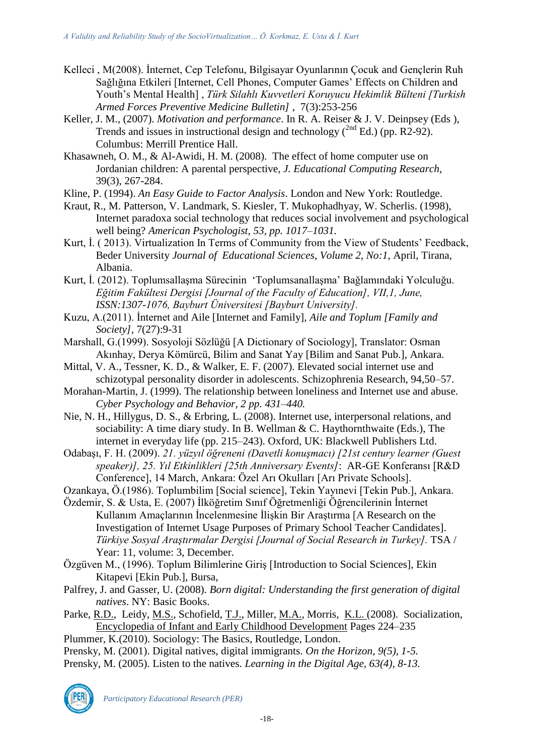Kelleci , M(2008). İnternet, Cep Telefonu, Bilgisayar Oyunlarının Çocuk and Gençlerin Ruh Sağlığına Etkileri [Internet, Cell Phones, Computer Games' Effects on Children and Youth's Mental Health] , *Türk Silahlı Kuvvetleri Koruyucu Hekimlik Bülteni [Turkish Armed Forces Preventive Medicine Bulletin]* , 7(3):253-256

Keller, J. M., (2007). *Motivation and performance*. In R. A. Reiser & J. V. Deinpsey (Eds ), Trends and issues in instructional design and technology (2nd Ed.) (pp. R2-92). Columbus: Merrill Prentice Hall.

Khasawneh, O. M., & Al-Awidi, H. M. (2008). The effect of home computer use on Jordanian children: A parental perspective, *J. Educational Computing Research*, 39(3), 267-284.

Kline, P. (1994). *An Easy Guide to Factor Analysis*. London and New York: Routledge.

Kraut, R., M. Patterson, V. Landmark, S. Kiesler, T. Mukophadhyay, W. Scherlis. (1998), Internet paradoxa social technology that reduces social involvement and psychological well being? *American Psychologist, 53, pp. 1017–1031.*

Kurt, İ. ( 2013). Virtualization In Terms of Community from the View of Students' Feedback, Beder University *Journal of Educational Sciences, Volume 2, No:1*, April, Tirana, Albania.

Kurt, İ. (2012). Toplumsallaşma Sürecinin 'Toplumsanallaşma' Bağlamındaki Yolculuğu. *Eğitim Fakültesi Dergisi [Journal of the Faculty of Education], VII,1, June, ISSN:1307-1076, Bayburt Üniversitesi [Bayburt University].*

Kuzu, A.(2011). İnternet and Aile [Internet and Family], *Aile and Toplum [Family and Society]*, 7(27):9-31

Marshall, G.(1999). Sosyoloji Sözlüğü [A Dictionary of Sociology], Translator: Osman Akınhay, Derya Kömürcü, Bilim and Sanat Yay [Bilim and Sanat Pub.], Ankara.

Mittal, V. A., Tessner, K. D., & Walker, E. F. (2007). Elevated social internet use and schizotypal personality disorder in adolescents. Schizophrenia Research, 94,50–57.

Morahan-Martin, J. (1999). The relationship between loneliness and Internet use and abuse. *Cyber Psychology and Behavior, 2 pp. 431–440.*

Nie, N. H., Hillygus, D. S., & Erbring, L. (2008). Internet use, interpersonal relations, and sociability: A time diary study. In B. Wellman & C. Haythornthwaite (Eds.), The internet in everyday life (pp. 215–243). Oxford, UK: Blackwell Publishers Ltd.

Odabaşı, F. H. (2009). *21. yüzyıl öğreneni (Davetli konuşmacı) [21st century learner (Guest speaker)], 25. Yıl Etkinlikleri [25th Anniversary Events]*: AR-GE Konferansı [R&D Conference], 14 March, Ankara: Özel Arı Okulları [Arı Private Schools].

Ozankaya, Ö.(1986). Toplumbilim [Social science], Tekin Yayınevi [Tekin Pub.], Ankara.

Özdemir, S. & Usta, E. (2007) İlköğretim Sınıf Öğretmenliği Öğrencilerinin İnternet Kullanım Amaçlarının İncelenmesine İlişkin Bir Araştırma [A Research on the Investigation of Internet Usage Purposes of Primary School Teacher Candidates]. *Türkiye Sosyal Araştırmalar Dergisi [Journal of Social Research in Turkey].* TSA / Year: 11, volume: 3, December.

Özgüven M., (1996). Toplum Bilimlerine Giriş [Introduction to Social Sciences], Ekin Kitapevi [Ekin Pub.], Bursa,

Palfrey, J. and Gasser, U. (2008). *Born digital: Understanding the first generation of digital natives*. NY: Basic Books.

Parke, R.D., Leidy, M.S., Schofield, T.J., Miller, M.A., Morris, K.L. (2008). Socialization, Encyclopedia of Infant and Early Childhood Development Pages 224–235

Plummer, K.(2010). Sociology: The Basics, Routledge, London.

Prensky, M. (2001). Digital natives, digital immigrants. *On the Horizon, 9(5), 1-5.*

Prensky, M. (2005). Listen to the natives. *Learning in the Digital Age, 63(4), 8-13.*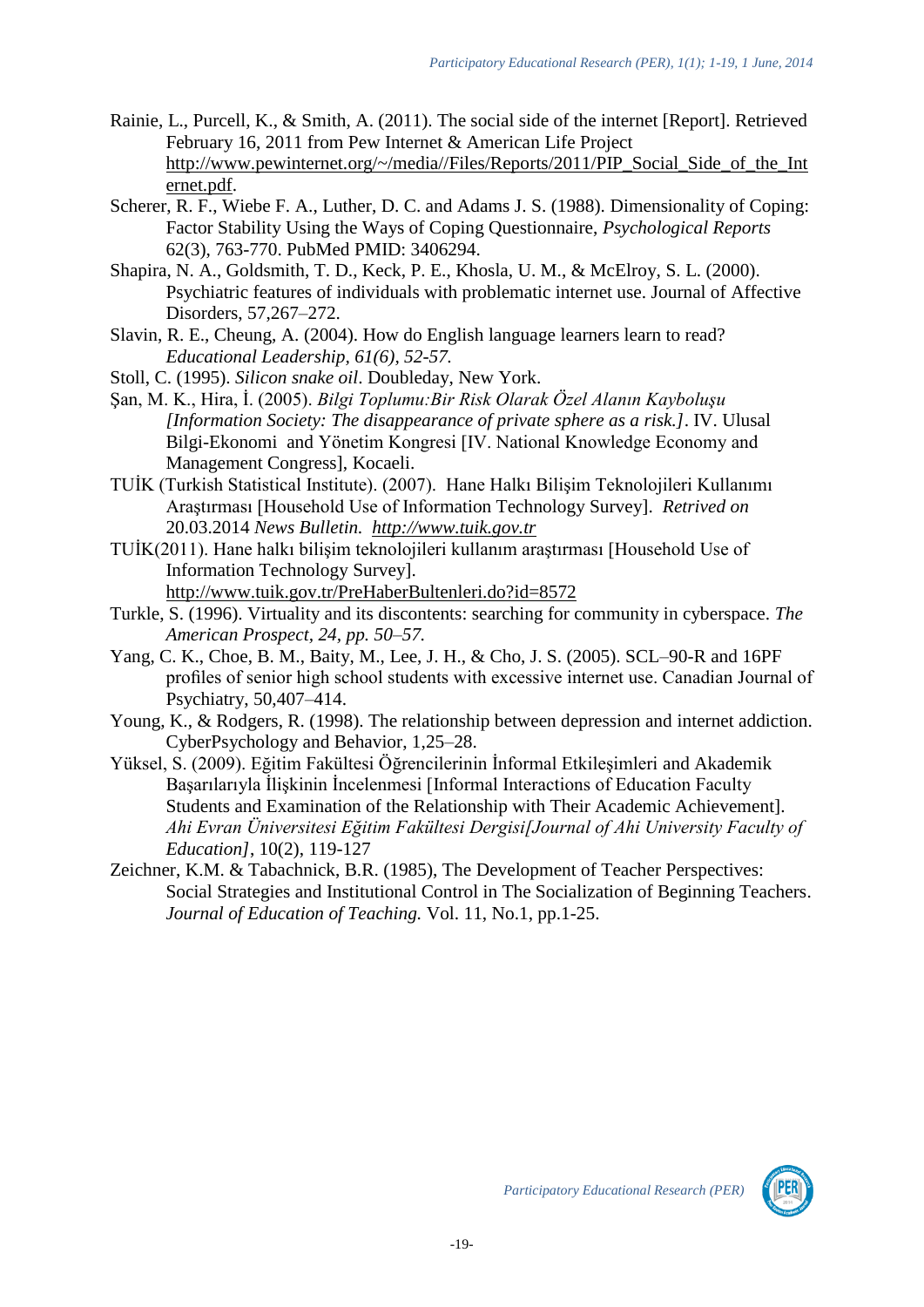Rainie, L., Purcell, K., & Smith, A. (2011). The social side of the internet [Report]. Retrieved February 16, 2011 from Pew Internet & American Life Project http://www.pewinternet.org/~/media//Files/Reports/2011/PIP_Social_Side_of_the_Internet.pdf.

Scherer, R. F., Wiebe F. A., Luther, D. C. and Adams J. S. (1988). Dimensionality of Coping: Factor Stability Using the Ways of Coping Questionnaire, *Psychological Reports* 62(3), 763-770. PubMed PMID: 3406294.

Shapira, N. A., Goldsmith, T. D., Keck, P. E., Khosla, U. M., & McElroy, S. L. (2000). Psychiatric features of individuals with problematic internet use. Journal of Affective Disorders, 57,267–272.

Slavin, R. E., Cheung, A. (2004). How do English language learners learn to read? *Educational Leadership, 61(6), 52-57.*

Stoll, C. (1995). *Silicon snake oil*. Doubleday, New York.

Şan, M. K., Hira, İ. (2005). *Bilgi Toplumu:Bir Risk Olarak Özel Alanın Kayboluşu [Information Society: The disappearance of private sphere as a risk.]*. IV. Ulusal Bilgi-Ekonomi and Yönetim Kongresi [IV. National Knowledge Economy and Management Congress], Kocaeli.

TUİK (Turkish Statistical Institute). (2007). Hane Halkı Bilişim Teknolojileri Kullanımı Araştırması [Household Use of Information Technology Survey]. *Retrived on* 20.03.2014 *News Bulletin. http://www.tuik.gov.tr*

TUİK(2011). Hane halkı bilişim teknolojileri kullanım araştırması [Household Use of Information Technology Survey]. http://www.tuik.gov.tr/PreHaberBultenleri.do?id=8572

Turkle, S. (1996). Virtuality and its discontents: searching for community in cyberspace. *The American Prospect, 24, pp. 50–57.*

Yang, C. K., Choe, B. M., Baity, M., Lee, J. H., & Cho, J. S. (2005). SCL–90-R and 16PF profiles of senior high school students with excessive internet use. Canadian Journal of Psychiatry, 50,407–414.

Young, K., & Rodgers, R. (1998). The relationship between depression and internet addiction. CyberPsychology and Behavior, 1,25–28.

Yüksel, S. (2009). Eğitim Fakültesi Öğrencilerinin İnformal Etkileşimleri and Akademik Başarılarıyla İlişkinin İncelenmesi [Informal Interactions of Education Faculty Students and Examination of the Relationship with Their Academic Achievement]. *Ahi Evran Üniversitesi Eğitim Fakültesi Dergisi[Journal of Ahi University Faculty of Education]*, 10(2), 119-127

Zeichner, K.M. & Tabachnick, B.R. (1985), The Development of Teacher Perspectives: Social Strategies and Institutional Control in The Socialization of Beginning Teachers. *Journal of Education of Teaching.* Vol. 11, No.1, pp.1-25.